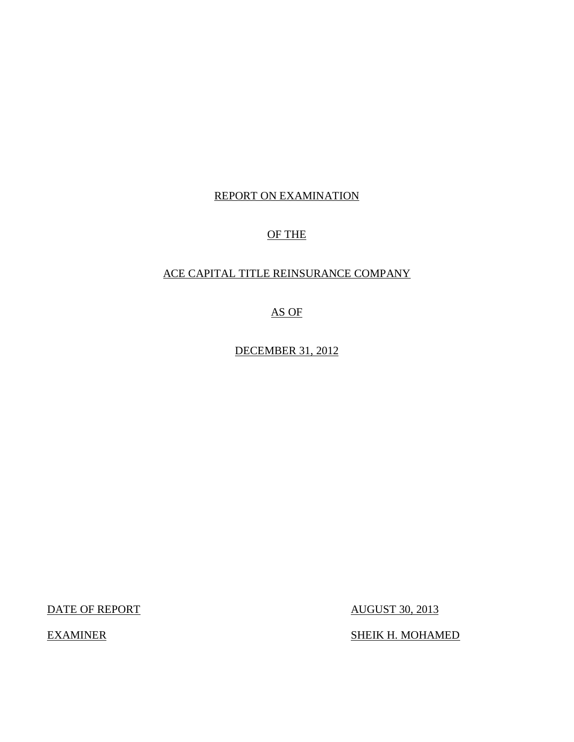REPORT ON EXAMINATION

OF THE

ACE CAPITAL TITLE REINSURANCE COMPANY

AS OF

DECEMBER 31, 2012

| | |
|---|---|
| DATE OF REPORT | AUGUST 30, 2013 |
| EXAMINER | SHEIK H. MOHAMED |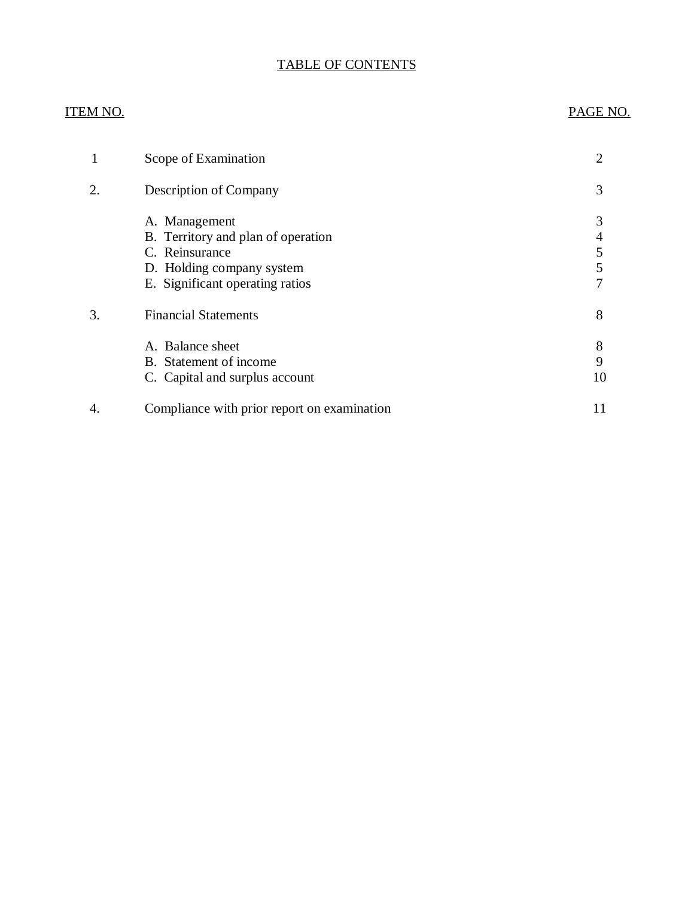# TABLE OF CONTENTS

| ITEM NO. | | PAGE NO. |
|---|---|---|
| 1 | Scope of Examination | 2 |
| 2. | Description of Company | 3 |
| | A. Management | 3 |
| | B. Territory and plan of operation | 4 |
| | C. Reinsurance | 5 |
| | D. Holding company system | 5 |
| | E. Significant operating ratios | 7 |
| 3. | Financial Statements | 8 |
| | A. Balance sheet | 8 |
| | B. Statement of income | 9 |
| | C. Capital and surplus account | 10 |
| 4. | Compliance with prior report on examination | 11 |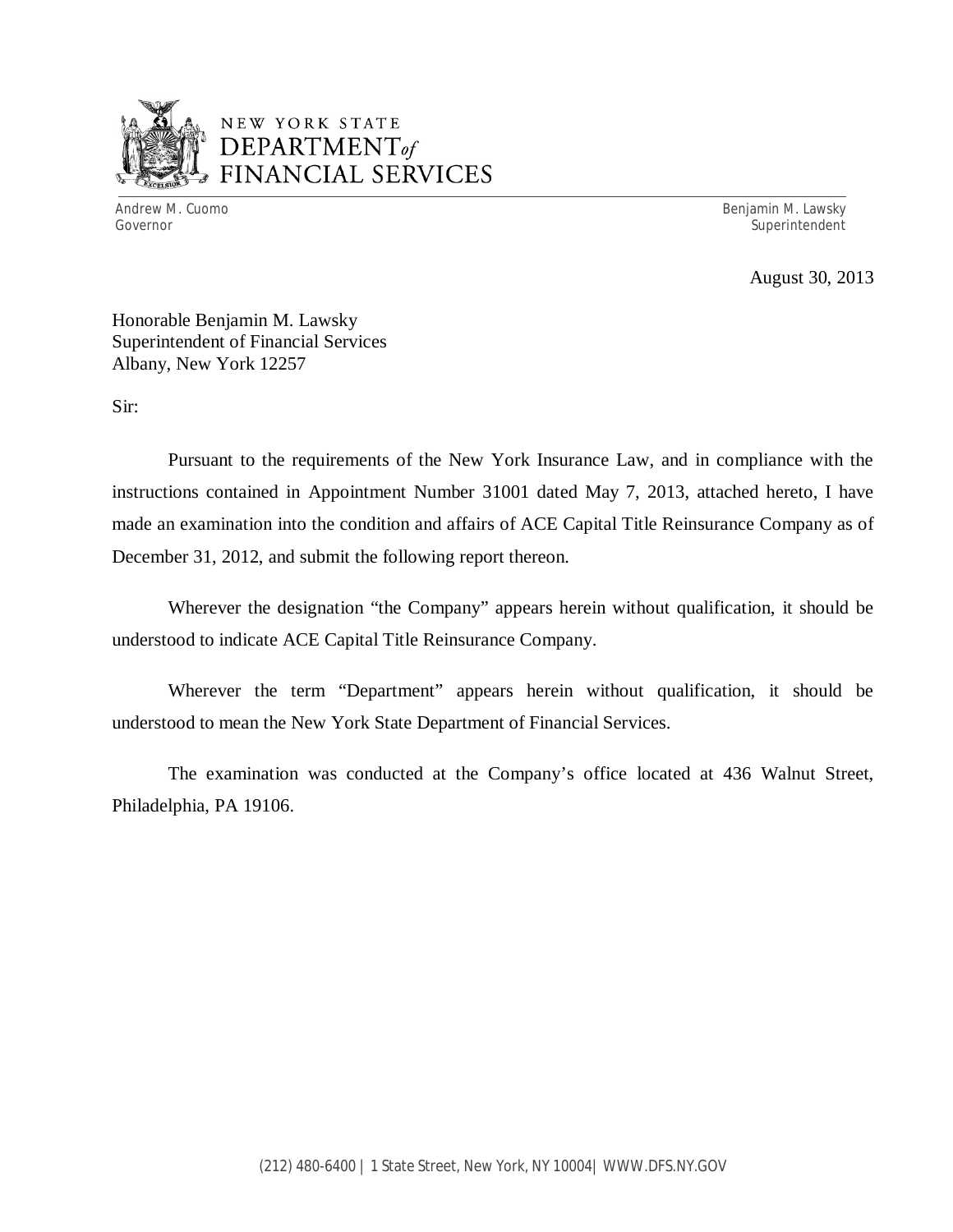NEW YORK STATE
DEPARTMENT *of*
FINANCIAL SERVICES

Andrew M. Cuomo
Governor

Benjamin M. Lawsky
Superintendent

August 30, 2013

Honorable Benjamin M. Lawsky
Superintendent of Financial Services
Albany, New York 12257

Sir:

Pursuant to the requirements of the New York Insurance Law, and in compliance with the instructions contained in Appointment Number 31001 dated May 7, 2013, attached hereto, I have made an examination into the condition and affairs of ACE Capital Title Reinsurance Company as of December 31, 2012, and submit the following report thereon.

Wherever the designation "the Company" appears herein without qualification, it should be understood to indicate ACE Capital Title Reinsurance Company.

Wherever the term "Department" appears herein without qualification, it should be understood to mean the New York State Department of Financial Services.

The examination was conducted at the Company's office located at 436 Walnut Street, Philadelphia, PA 19106.

(212) 480-6400 | 1 State Street, New York, NY 10004| WWW.DFS.NY.GOV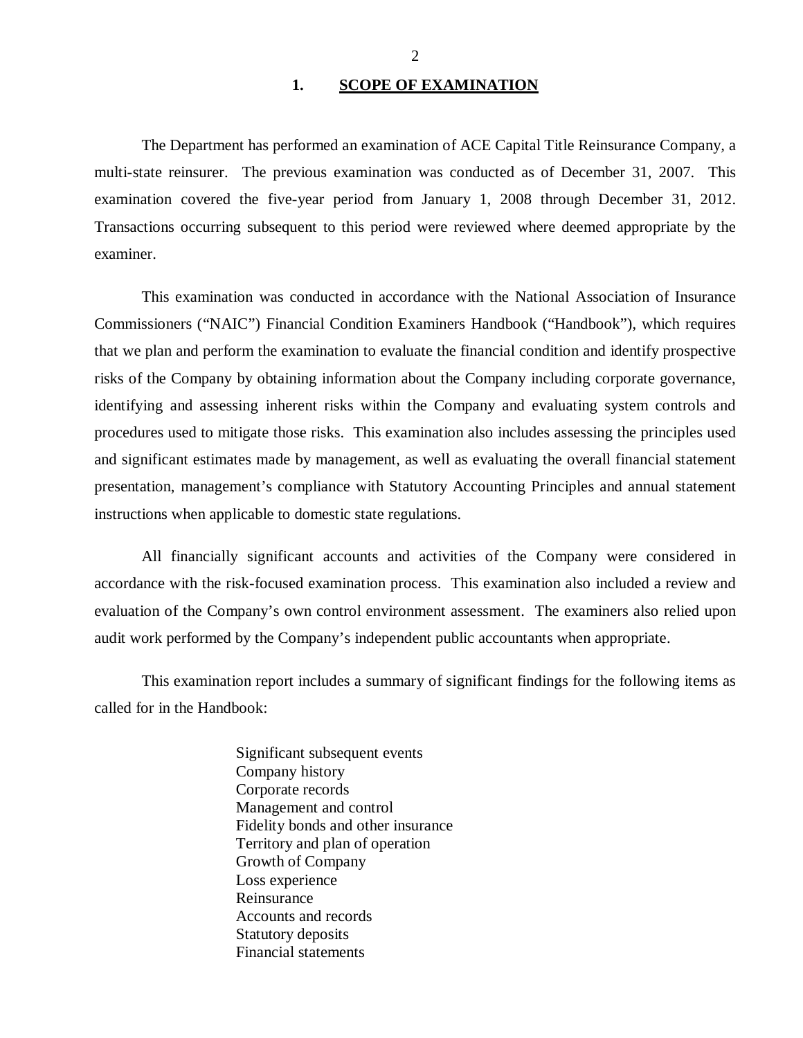## 1. SCOPE OF EXAMINATION

The Department has performed an examination of ACE Capital Title Reinsurance Company, a multi-state reinsurer. The previous examination was conducted as of December 31, 2007. This examination covered the five-year period from January 1, 2008 through December 31, 2012. Transactions occurring subsequent to this period were reviewed where deemed appropriate by the examiner.

This examination was conducted in accordance with the National Association of Insurance Commissioners ("NAIC") Financial Condition Examiners Handbook ("Handbook"), which requires that we plan and perform the examination to evaluate the financial condition and identify prospective risks of the Company by obtaining information about the Company including corporate governance, identifying and assessing inherent risks within the Company and evaluating system controls and procedures used to mitigate those risks. This examination also includes assessing the principles used and significant estimates made by management, as well as evaluating the overall financial statement presentation, management's compliance with Statutory Accounting Principles and annual statement instructions when applicable to domestic state regulations.

All financially significant accounts and activities of the Company were considered in accordance with the risk-focused examination process. This examination also included a review and evaluation of the Company's own control environment assessment. The examiners also relied upon audit work performed by the Company's independent public accountants when appropriate.

This examination report includes a summary of significant findings for the following items as called for in the Handbook:

Significant subsequent events
Company history
Corporate records
Management and control
Fidelity bonds and other insurance
Territory and plan of operation
Growth of Company
Loss experience
Reinsurance
Accounts and records
Statutory deposits
Financial statements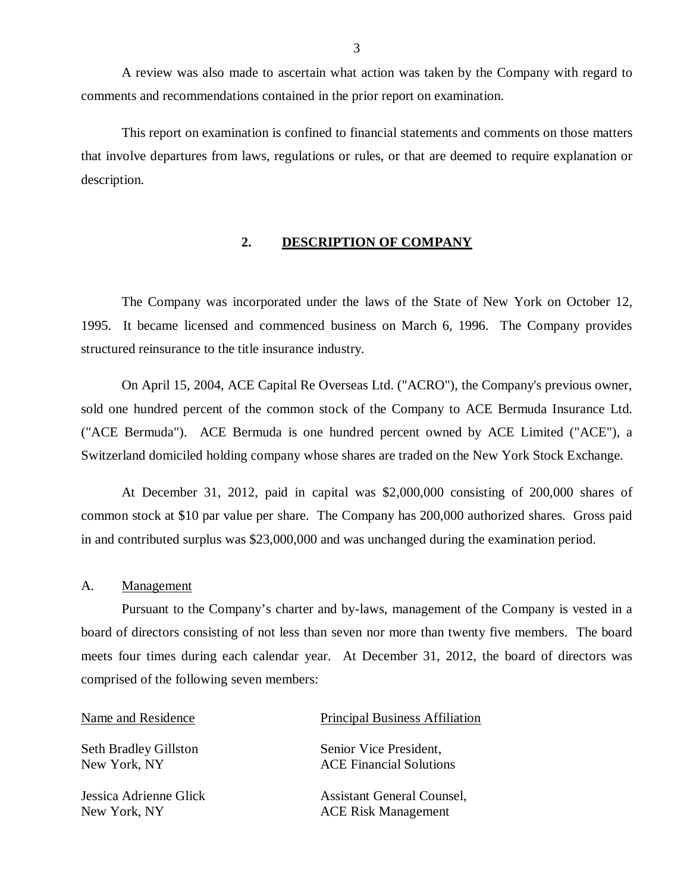A review was also made to ascertain what action was taken by the Company with regard to comments and recommendations contained in the prior report on examination.

This report on examination is confined to financial statements and comments on those matters that involve departures from laws, regulations or rules, or that are deemed to require explanation or description.

## 2. DESCRIPTION OF COMPANY

The Company was incorporated under the laws of the State of New York on October 12, 1995. It became licensed and commenced business on March 6, 1996. The Company provides structured reinsurance to the title insurance industry.

On April 15, 2004, ACE Capital Re Overseas Ltd. ("ACRO"), the Company's previous owner, sold one hundred percent of the common stock of the Company to ACE Bermuda Insurance Ltd. ("ACE Bermuda"). ACE Bermuda is one hundred percent owned by ACE Limited ("ACE"), a Switzerland domiciled holding company whose shares are traded on the New York Stock Exchange.

At December 31, 2012, paid in capital was $2,000,000 consisting of 200,000 shares of common stock at $10 par value per share. The Company has 200,000 authorized shares. Gross paid in and contributed surplus was $23,000,000 and was unchanged during the examination period.

### A. Management

Pursuant to the Company's charter and by-laws, management of the Company is vested in a board of directors consisting of not less than seven nor more than twenty five members. The board meets four times during each calendar year. At December 31, 2012, the board of directors was comprised of the following seven members:

| Name and Residence | Principal Business Affiliation |
|---|---|
| Seth Bradley Gillston<br>New York, NY | Senior Vice President,<br>ACE Financial Solutions |
| Jessica Adrienne Glick<br>New York, NY | Assistant General Counsel,<br>ACE Risk Management |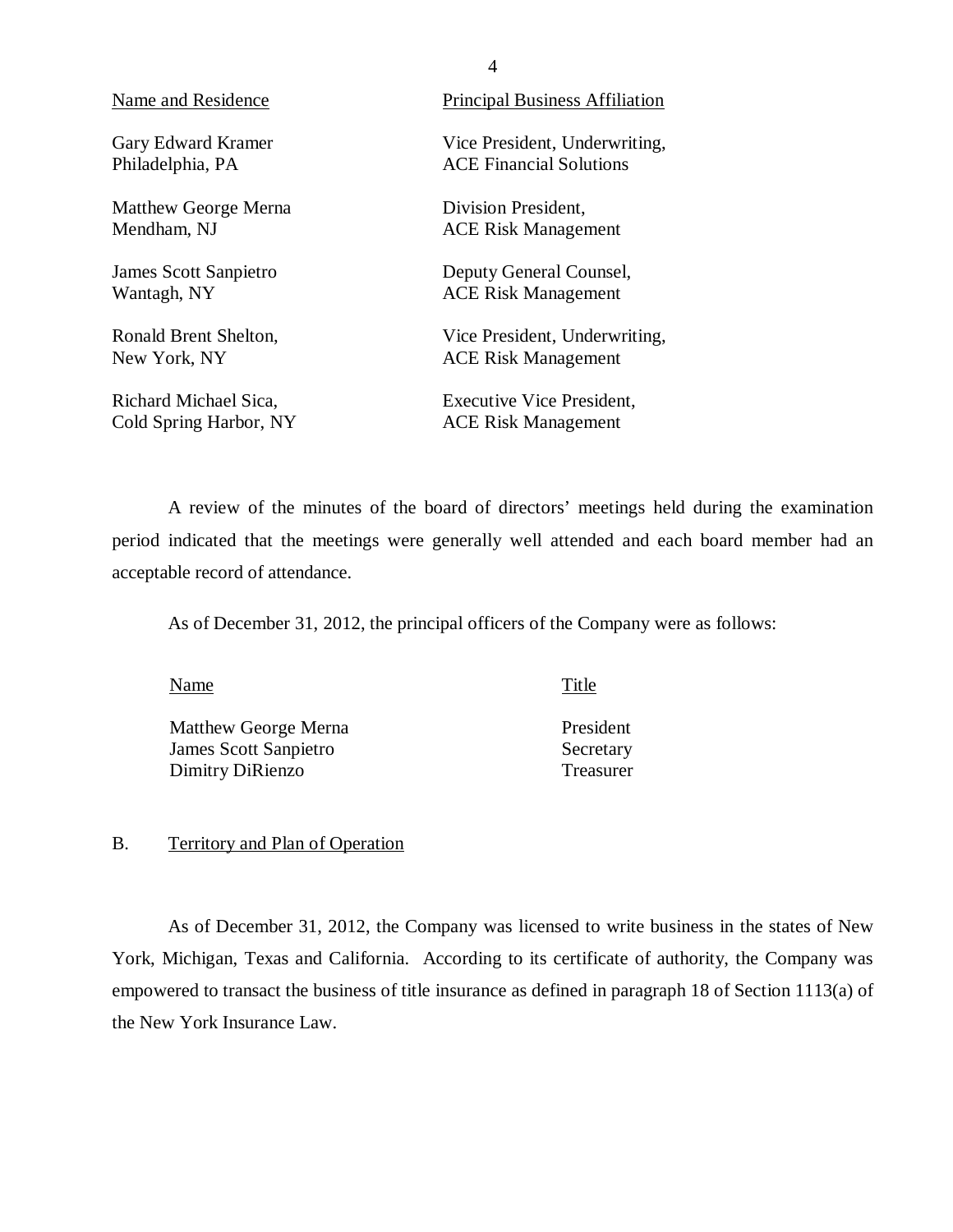| Name and Residence | Principal Business Affiliation |
|---|---|
| Gary Edward Kramer<br>Philadelphia, PA | Vice President, Underwriting,<br>ACE Financial Solutions |
| Matthew George Merna<br>Mendham, NJ | Division President,<br>ACE Risk Management |
| James Scott Sanpietro<br>Wantagh, NY | Deputy General Counsel,<br>ACE Risk Management |
| Ronald Brent Shelton,<br>New York, NY | Vice President, Underwriting,<br>ACE Risk Management |
| Richard Michael Sica,<br>Cold Spring Harbor, NY | Executive Vice President,<br>ACE Risk Management |

A review of the minutes of the board of directors' meetings held during the examination period indicated that the meetings were generally well attended and each board member had an acceptable record of attendance.

As of December 31, 2012, the principal officers of the Company were as follows:

| Name | Title |
|---|---|
| Matthew George Merna | President |
| James Scott Sanpietro | Secretary |
| Dimitry DiRienzo | Treasurer |

## B. Territory and Plan of Operation

As of December 31, 2012, the Company was licensed to write business in the states of New York, Michigan, Texas and California. According to its certificate of authority, the Company was empowered to transact the business of title insurance as defined in paragraph 18 of Section 1113(a) of the New York Insurance Law.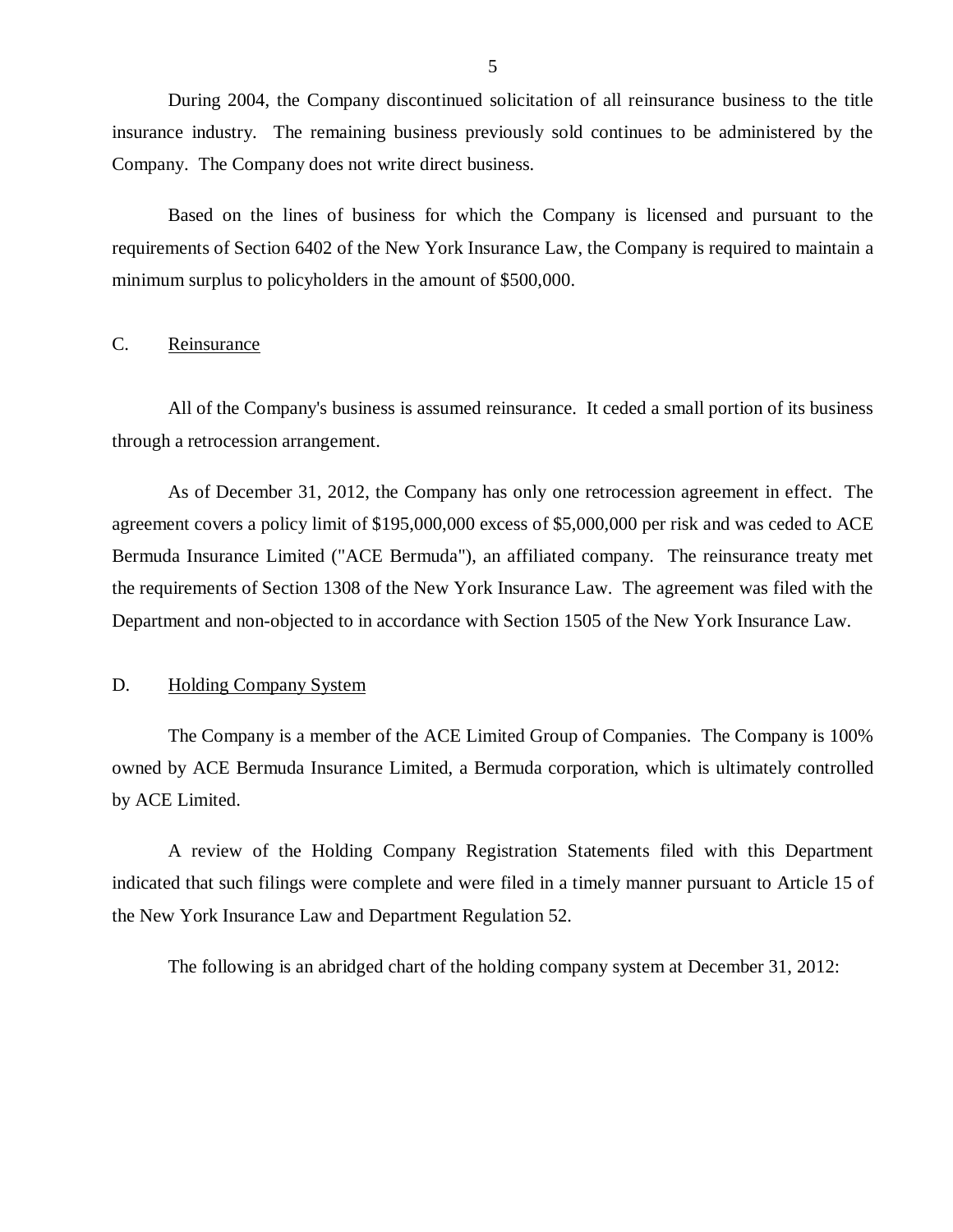During 2004, the Company discontinued solicitation of all reinsurance business to the title insurance industry. The remaining business previously sold continues to be administered by the Company. The Company does not write direct business.

Based on the lines of business for which the Company is licensed and pursuant to the requirements of Section 6402 of the New York Insurance Law, the Company is required to maintain a minimum surplus to policyholders in the amount of $500,000.

## C. Reinsurance

All of the Company's business is assumed reinsurance. It ceded a small portion of its business through a retrocession arrangement.

As of December 31, 2012, the Company has only one retrocession agreement in effect. The agreement covers a policy limit of $195,000,000 excess of $5,000,000 per risk and was ceded to ACE Bermuda Insurance Limited ("ACE Bermuda"), an affiliated company. The reinsurance treaty met the requirements of Section 1308 of the New York Insurance Law. The agreement was filed with the Department and non-objected to in accordance with Section 1505 of the New York Insurance Law.

## D. Holding Company System

The Company is a member of the ACE Limited Group of Companies. The Company is 100% owned by ACE Bermuda Insurance Limited, a Bermuda corporation, which is ultimately controlled by ACE Limited.

A review of the Holding Company Registration Statements filed with this Department indicated that such filings were complete and were filed in a timely manner pursuant to Article 15 of the New York Insurance Law and Department Regulation 52.

The following is an abridged chart of the holding company system at December 31, 2012: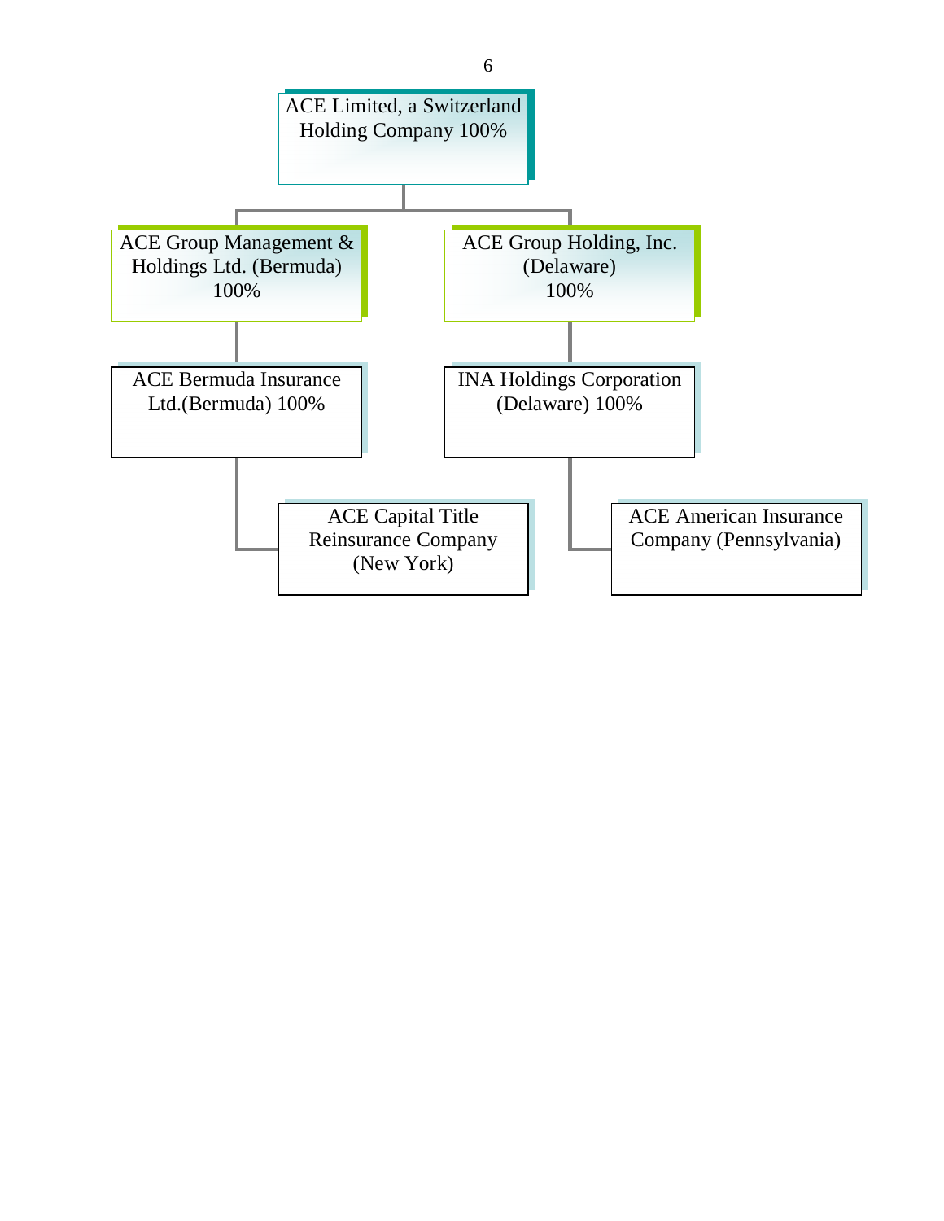ACE Limited, a Switzerland Holding Company 100%

ACE Group Management & Holdings Ltd. (Bermuda) 100%

ACE Group Holding, Inc. (Delaware) 100%

ACE Bermuda Insurance Ltd.(Bermuda) 100%

INA Holdings Corporation (Delaware) 100%

ACE Capital Title Reinsurance Company (New York)

ACE American Insurance Company (Pennsylvania)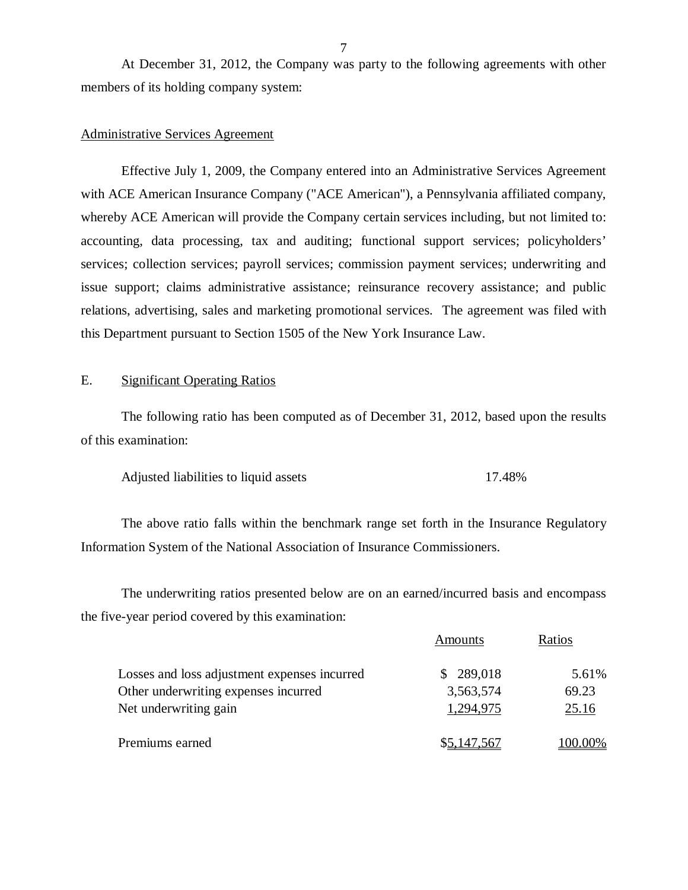At December 31, 2012, the Company was party to the following agreements with other members of its holding company system:

Administrative Services Agreement

Effective July 1, 2009, the Company entered into an Administrative Services Agreement with ACE American Insurance Company ("ACE American"), a Pennsylvania affiliated company, whereby ACE American will provide the Company certain services including, but not limited to: accounting, data processing, tax and auditing; functional support services; policyholders' services; collection services; payroll services; commission payment services; underwriting and issue support; claims administrative assistance; reinsurance recovery assistance; and public relations, advertising, sales and marketing promotional services. The agreement was filed with this Department pursuant to Section 1505 of the New York Insurance Law.

## E. Significant Operating Ratios

The following ratio has been computed as of December 31, 2012, based upon the results of this examination:

| | |
|---|---|
| Adjusted liabilities to liquid assets | 17.48% |

The above ratio falls within the benchmark range set forth in the Insurance Regulatory Information System of the National Association of Insurance Commissioners.

The underwriting ratios presented below are on an earned/incurred basis and encompass the five-year period covered by this examination:

| | Amounts | Ratios |
|---|---|---|
| Losses and loss adjustment expenses incurred | $ 289,018 | 5.61% |
| Other underwriting expenses incurred | 3,563,574 | 69.23 |
| Net underwriting gain | 1,294,975 | 25.16 |
| Premiums earned | $5,147,567 | 100.00% |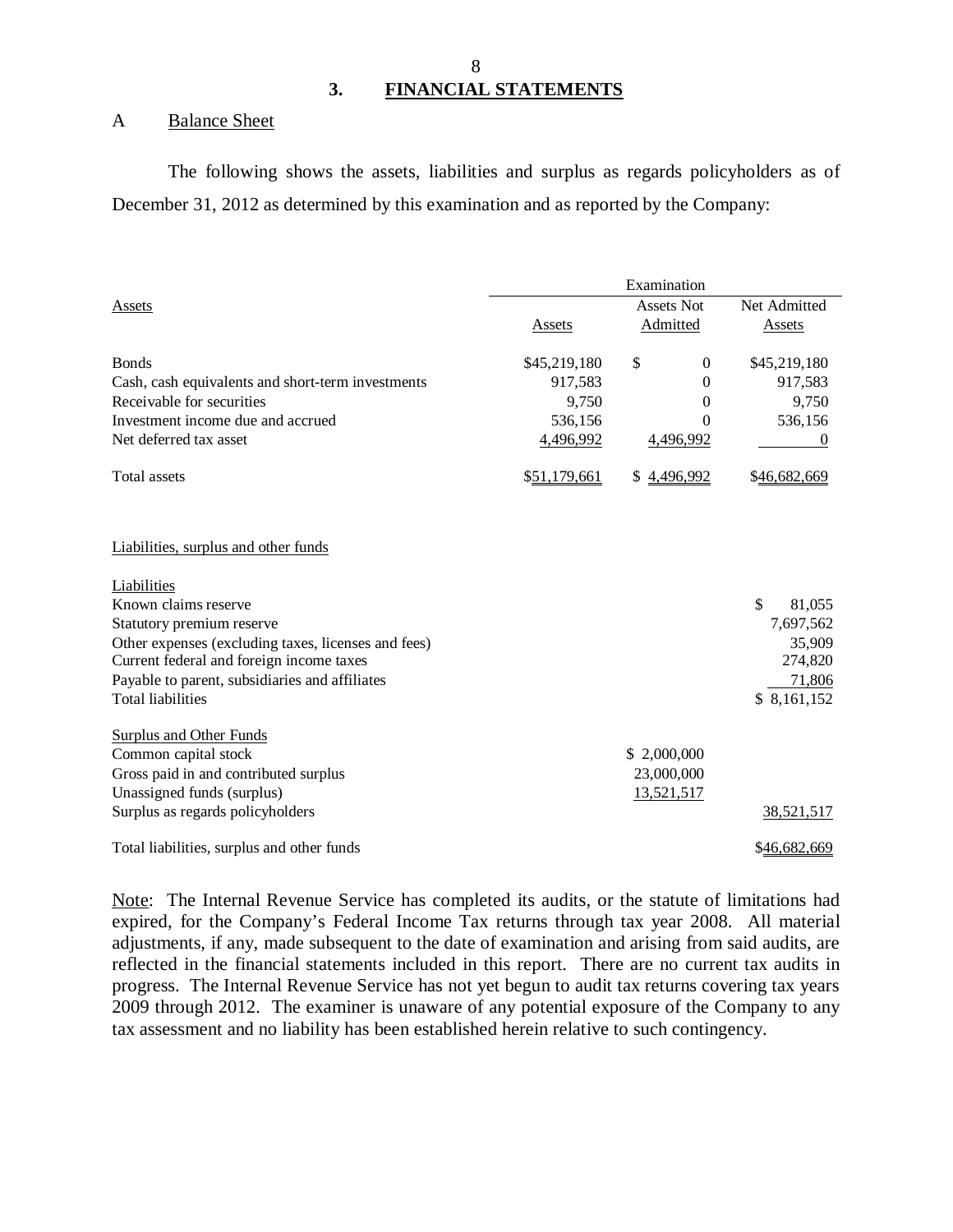## 3. FINANCIAL STATEMENTS

### A Balance Sheet

The following shows the assets, liabilities and surplus as regards policyholders as of December 31, 2012 as determined by this examination and as reported by the Company:

| | Examination | | |
|---|---|---|---|
| Assets | Assets | Assets Not Admitted | Net Admitted Assets |
| Bonds | $45,219,180 | $ 0 | $45,219,180 |
| Cash, cash equivalents and short-term investments | 917,583 | 0 | 917,583 |
| Receivable for securities | 9,750 | 0 | 9,750 |
| Investment income due and accrued | 536,156 | 0 | 536,156 |
| Net deferred tax asset | 4,496,992 | 4,496,992 | 0 |
| Total assets | $51,179,661 | $ 4,496,992 | $46,682,669 |

| | | |
|---|---|---|
| Liabilities, surplus and other funds | | |
| Liabilities | | |
| Known claims reserve | | $ 81,055 |
| Statutory premium reserve | | 7,697,562 |
| Other expenses (excluding taxes, licenses and fees) | | 35,909 |
| Current federal and foreign income taxes | | 274,820 |
| Payable to parent, subsidiaries and affiliates | | 71,806 |
| Total liabilities | | $ 8,161,152 |
| Surplus and Other Funds | | |
| Common capital stock | $ 2,000,000 | |
| Gross paid in and contributed surplus | 23,000,000 | |
| Unassigned funds (surplus) | 13,521,517 | |
| Surplus as regards policyholders | | 38,521,517 |
| Total liabilities, surplus and other funds | | $46,682,669 |

Note: The Internal Revenue Service has completed its audits, or the statute of limitations had expired, for the Company's Federal Income Tax returns through tax year 2008. All material adjustments, if any, made subsequent to the date of examination and arising from said audits, are reflected in the financial statements included in this report. There are no current tax audits in progress. The Internal Revenue Service has not yet begun to audit tax returns covering tax years 2009 through 2012. The examiner is unaware of any potential exposure of the Company to any tax assessment and no liability has been established herein relative to such contingency.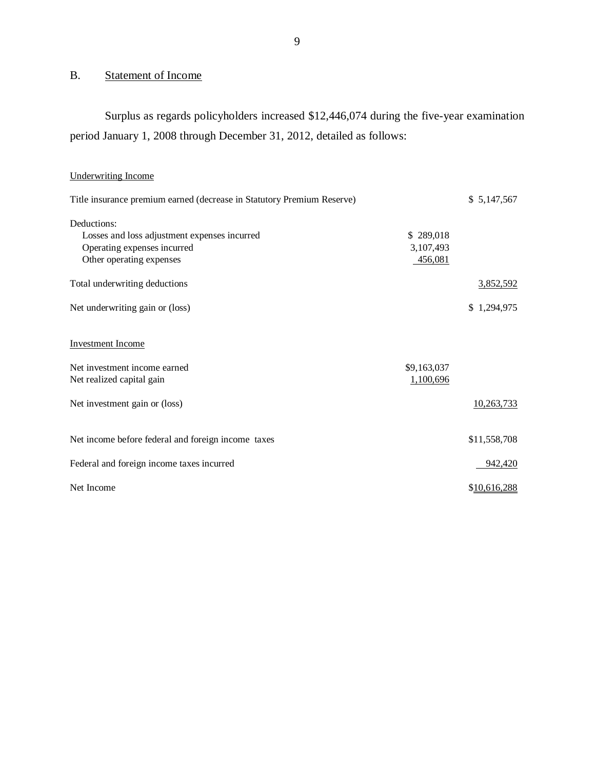## B. Statement of Income

Surplus as regards policyholders increased $12,446,074 during the five-year examination period January 1, 2008 through December 31, 2012, detailed as follows:

| | | |
|---|---|---|
| Underwriting Income | | |
| Title insurance premium earned (decrease in Statutory Premium Reserve) | | $ 5,147,567 |
| Deductions: | | |
| Losses and loss adjustment expenses incurred | $ 289,018 | |
| Operating expenses incurred | 3,107,493 | |
| Other operating expenses | 456,081 | |
| Total underwriting deductions | | 3,852,592 |
| Net underwriting gain or (loss) | | $ 1,294,975 |
| Investment Income | | |
| Net investment income earned | $9,163,037 | |
| Net realized capital gain | 1,100,696 | |
| Net investment gain or (loss) | | 10,263,733 |
| Net income before federal and foreign income taxes | | $11,558,708 |
| Federal and foreign income taxes incurred | | 942,420 |
| Net Income | | $10,616,288 |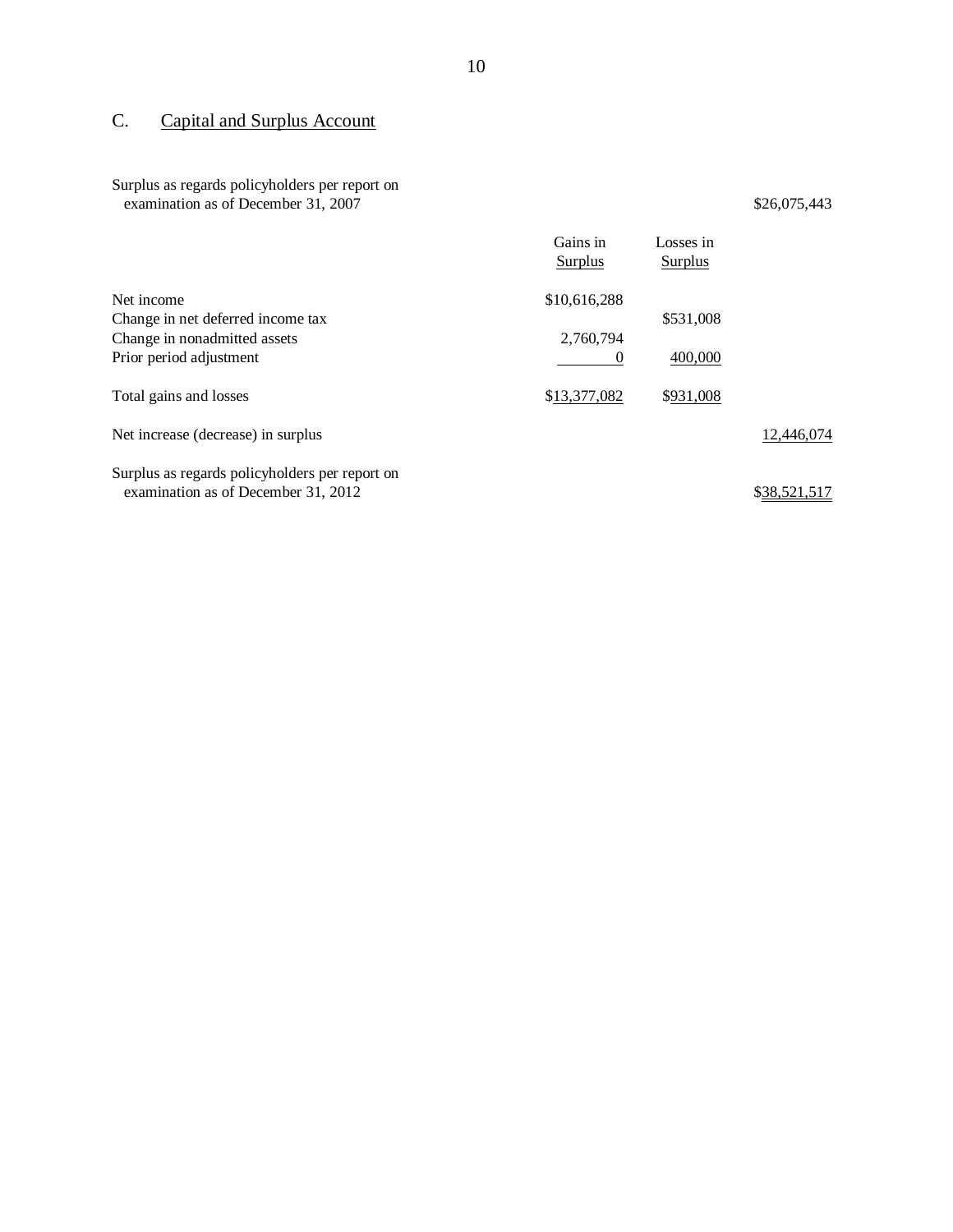## C. Capital and Surplus Account

| | Gains in Surplus | Losses in Surplus | |
|---|---|---|---|
| Surplus as regards policyholders per report on examination as of December 31, 2007 | | | $26,075,443 |
| Net income | $10,616,288 | | |
| Change in net deferred income tax | | $531,008 | |
| Change in nonadmitted assets | 2,760,794 | | |
| Prior period adjustment | 0 | 400,000 | |
| Total gains and losses | $13,377,082 | $931,008 | |
| Net increase (decrease) in surplus | | | 12,446,074 |
| Surplus as regards policyholders per report on examination as of December 31, 2012 | | | $38,521,517 |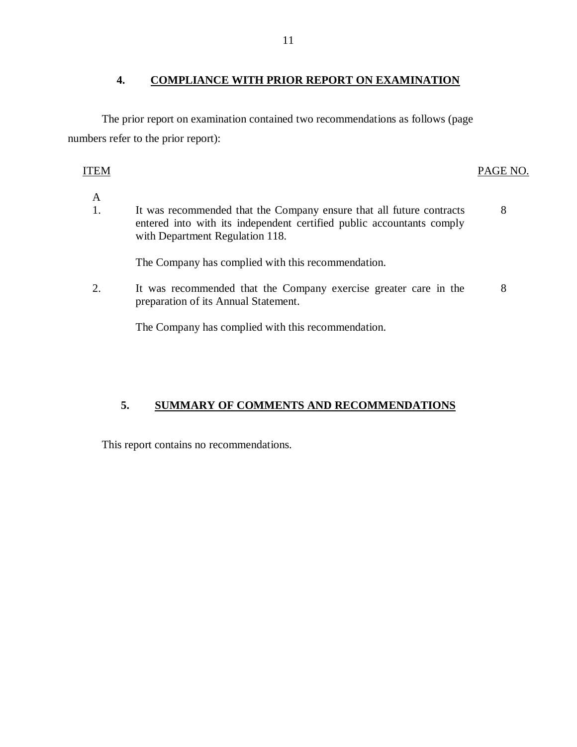## 4. COMPLIANCE WITH PRIOR REPORT ON EXAMINATION

The prior report on examination contained two recommendations as follows (page numbers refer to the prior report):

| ITEM | | PAGE NO. |
|---|---|---|
| A | | |
| 1. | It was recommended that the Company ensure that all future contracts entered into with its independent certified public accountants comply with Department Regulation 118.<br><br>The Company has complied with this recommendation. | 8 |
| 2. | It was recommended that the Company exercise greater care in the preparation of its Annual Statement.<br><br>The Company has complied with this recommendation. | 8 |

## 5. SUMMARY OF COMMENTS AND RECOMMENDATIONS

This report contains no recommendations.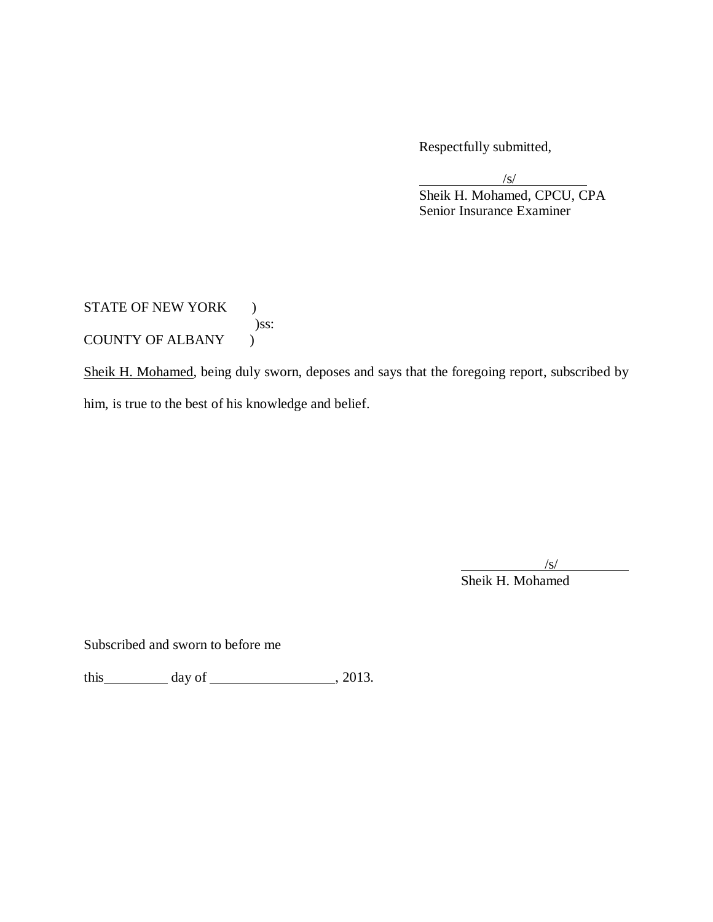Respectfully submitted,

/s/
Sheik H. Mohamed, CPCU, CPA
Senior Insurance Examiner

STATE OF NEW YORK )
)ss:
COUNTY OF ALBANY )

Sheik H. Mohamed, being duly sworn, deposes and says that the foregoing report, subscribed by him, is true to the best of his knowledge and belief.

/s/
Sheik H. Mohamed

Subscribed and sworn to before me

this\_\_\_\_\_\_\_\_\_ day of \_\_\_\_\_\_\_\_\_\_\_\_\_\_\_\_\_\_, 2013.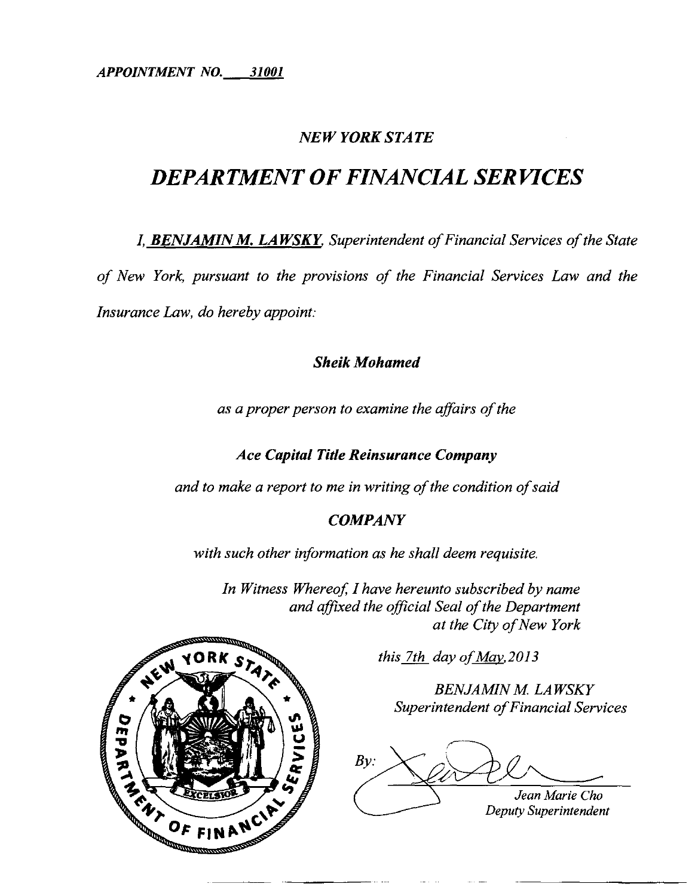*APPOINTMENT NO. 31001*

## *NEW YORK STATE*

# *DEPARTMENT OF FINANCIAL SERVICES*

*I, **BENJAMIN M. LAWSKY**, Superintendent of Financial Services of the State of New York, pursuant to the provisions of the Financial Services Law and the Insurance Law, do hereby appoint:*

***Sheik Mohamed***

*as a proper person to examine the affairs of the*

***Ace Capital Title Reinsurance Company***

*and to make a report to me in writing of the condition of said*

***COMPANY***

*with such other information as he shall deem requisite.*

*In Witness Whereof, I have hereunto subscribed by name and affixed the official Seal of the Department at the City of New York*

*this 7th day of May, 2013*

*BENJAMIN M. LAWSKY*
*Superintendent of Financial Services*

*By:*

*Jean Marie Cho*
*Deputy Superintendent*